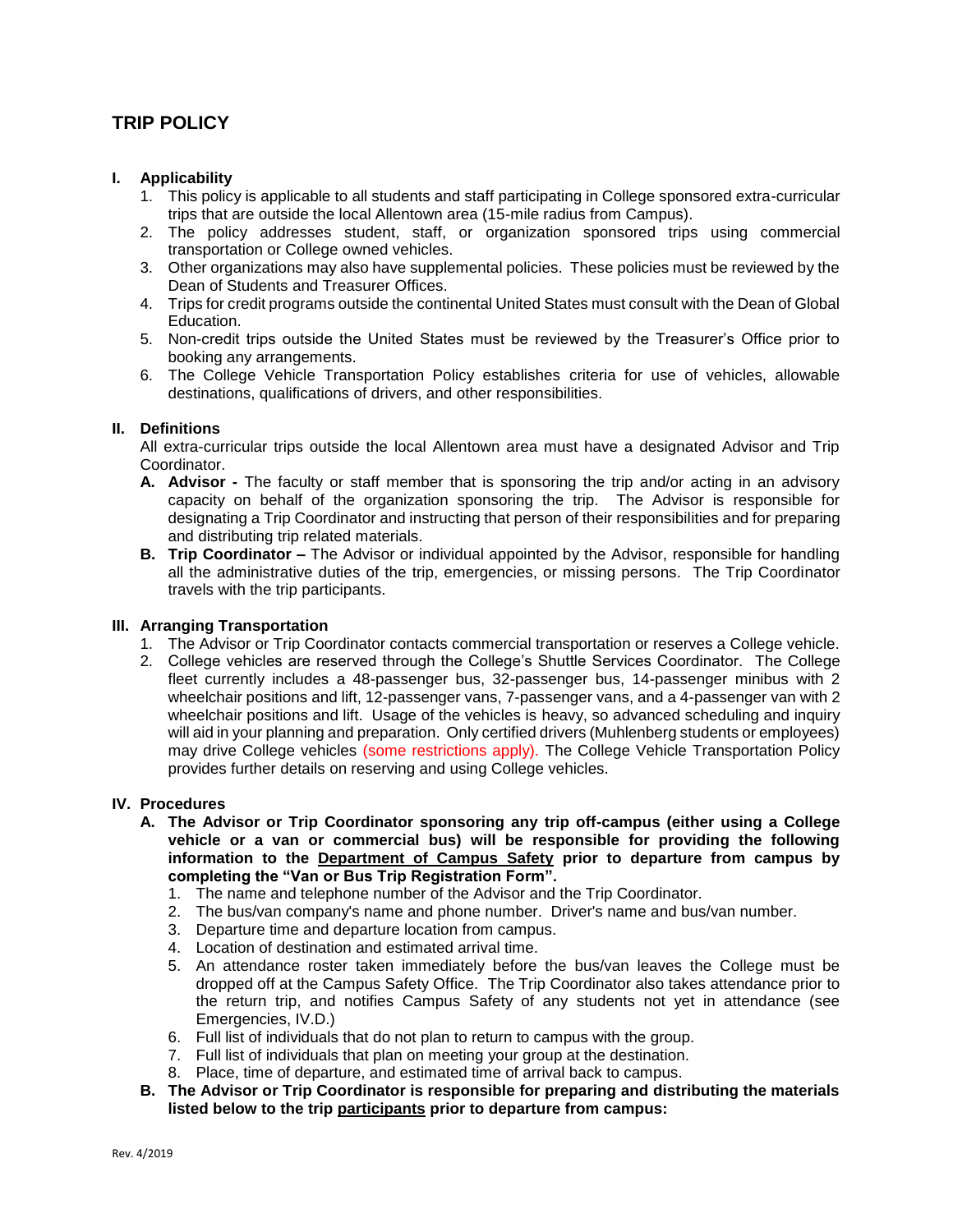# TRIP POLICY

## I. Applicability

1. This policy is applicable to all students and staff participating in College sponsored extra-curricular trips that are outside the local Allentown area (15-mile radius from Campus).
2. The policy addresses student, staff, or organization sponsored trips using commercial transportation or College owned vehicles.
3. Other organizations may also have supplemental policies. These policies must be reviewed by the Dean of Students and Treasurer Offices.
4. Trips for credit programs outside the continental United States must consult with the Dean of Global Education.
5. Non-credit trips outside the United States must be reviewed by the Treasurer's Office prior to booking any arrangements.
6. The College Vehicle Transportation Policy establishes criteria for use of vehicles, allowable destinations, qualifications of drivers, and other responsibilities.

## II. Definitions

All extra-curricular trips outside the local Allentown area must have a designated Advisor and Trip Coordinator.

- **A. Advisor -** The faculty or staff member that is sponsoring the trip and/or acting in an advisory capacity on behalf of the organization sponsoring the trip. The Advisor is responsible for designating a Trip Coordinator and instructing that person of their responsibilities and for preparing and distributing trip related materials.
- **B. Trip Coordinator –** The Advisor or individual appointed by the Advisor, responsible for handling all the administrative duties of the trip, emergencies, or missing persons. The Trip Coordinator travels with the trip participants.

## III. Arranging Transportation

1. The Advisor or Trip Coordinator contacts commercial transportation or reserves a College vehicle.
2. College vehicles are reserved through the College's Shuttle Services Coordinator. The College fleet currently includes a 48-passenger bus, 32-passenger bus, 14-passenger minibus with 2 wheelchair positions and lift, 12-passenger vans, 7-passenger vans, and a 4-passenger van with 2 wheelchair positions and lift. Usage of the vehicles is heavy, so advanced scheduling and inquiry will aid in your planning and preparation. Only certified drivers (Muhlenberg students or employees) may drive College vehicles (some restrictions apply). The College Vehicle Transportation Policy provides further details on reserving and using College vehicles.

## IV. Procedures

**A. The Advisor or Trip Coordinator sponsoring any trip off-campus (either using a College vehicle or a van or commercial bus) will be responsible for providing the following information to the Department of Campus Safety prior to departure from campus by completing the "Van or Bus Trip Registration Form".**

1. The name and telephone number of the Advisor and the Trip Coordinator.
2. The bus/van company's name and phone number. Driver's name and bus/van number.
3. Departure time and departure location from campus.
4. Location of destination and estimated arrival time.
5. An attendance roster taken immediately before the bus/van leaves the College must be dropped off at the Campus Safety Office. The Trip Coordinator also takes attendance prior to the return trip, and notifies Campus Safety of any students not yet in attendance (see Emergencies, IV.D.)
6. Full list of individuals that do not plan to return to campus with the group.
7. Full list of individuals that plan on meeting your group at the destination.
8. Place, time of departure, and estimated time of arrival back to campus.

**B. The Advisor or Trip Coordinator is responsible for preparing and distributing the materials listed below to the trip participants prior to departure from campus:**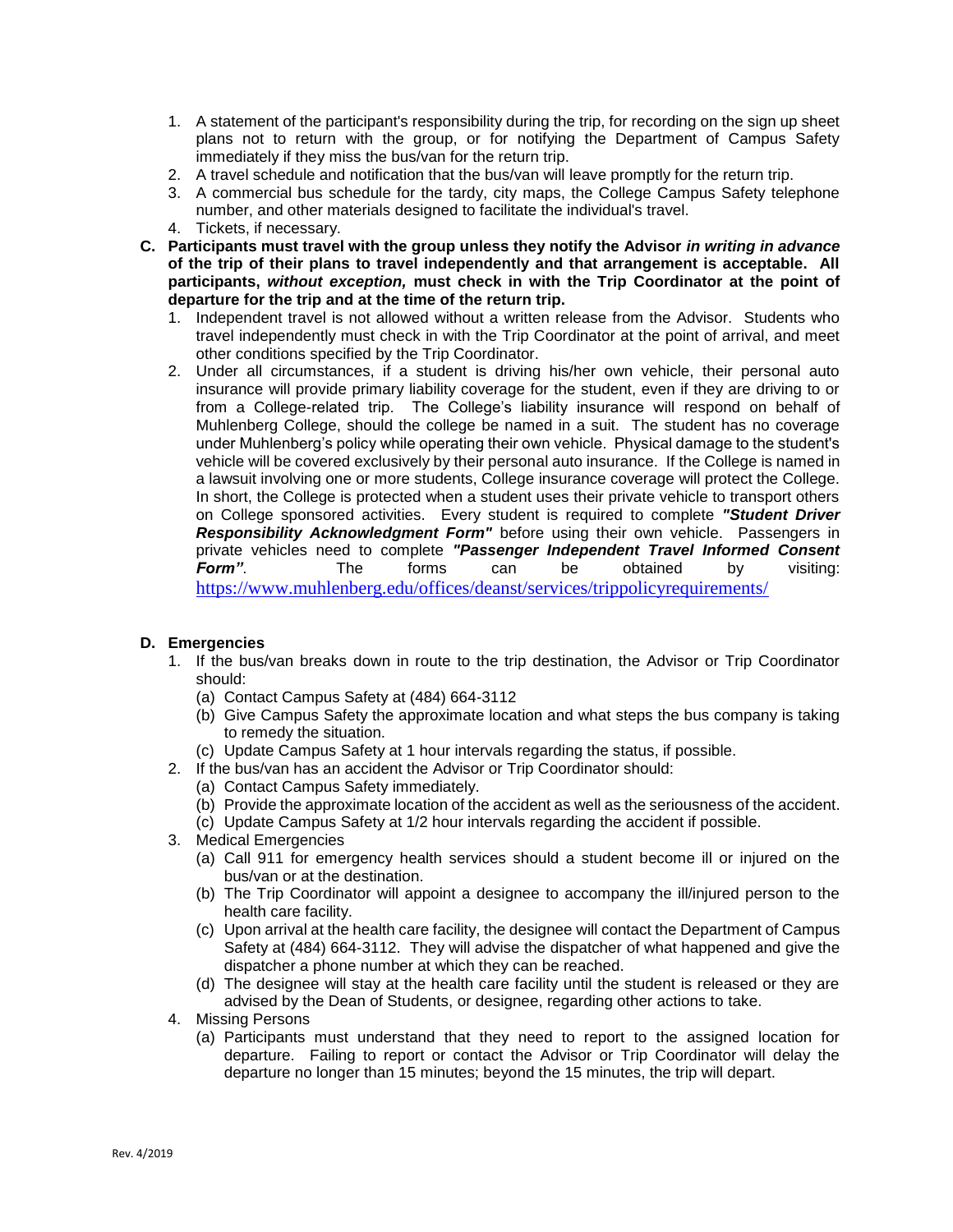1. A statement of the participant's responsibility during the trip, for recording on the sign up sheet plans not to return with the group, or for notifying the Department of Campus Safety immediately if they miss the bus/van for the return trip.
2. A travel schedule and notification that the bus/van will leave promptly for the return trip.
3. A commercial bus schedule for the tardy, city maps, the College Campus Safety telephone number, and other materials designed to facilitate the individual's travel.
4. Tickets, if necessary.

**C. Participants must travel with the group unless they notify the Advisor *in writing in advance* of the trip of their plans to travel independently and that arrangement is acceptable. All participants, *without exception,* must check in with the Trip Coordinator at the point of departure for the trip and at the time of the return trip.**

1. Independent travel is not allowed without a written release from the Advisor. Students who travel independently must check in with the Trip Coordinator at the point of arrival, and meet other conditions specified by the Trip Coordinator.
2. Under all circumstances, if a student is driving his/her own vehicle, their personal auto insurance will provide primary liability coverage for the student, even if they are driving to or from a College-related trip. The College's liability insurance will respond on behalf of Muhlenberg College, should the college be named in a suit. The student has no coverage under Muhlenberg's policy while operating their own vehicle. Physical damage to the student's vehicle will be covered exclusively by their personal auto insurance. If the College is named in a lawsuit involving one or more students, College insurance coverage will protect the College. In short, the College is protected when a student uses their private vehicle to transport others on College sponsored activities. Every student is required to complete ***"Student Driver Responsibility Acknowledgment Form"*** before using their own vehicle. Passengers in private vehicles need to complete ***"Passenger Independent Travel Informed Consent Form"***. The forms can be obtained by visiting: https://www.muhlenberg.edu/offices/deanst/services/trippolicyrequirements/

**D. Emergencies**

1. If the bus/van breaks down in route to the trip destination, the Advisor or Trip Coordinator should:
   (a) Contact Campus Safety at (484) 664-3112
   (b) Give Campus Safety the approximate location and what steps the bus company is taking to remedy the situation.
   (c) Update Campus Safety at 1 hour intervals regarding the status, if possible.
2. If the bus/van has an accident the Advisor or Trip Coordinator should:
   (a) Contact Campus Safety immediately.
   (b) Provide the approximate location of the accident as well as the seriousness of the accident.
   (c) Update Campus Safety at 1/2 hour intervals regarding the accident if possible.
3. Medical Emergencies
   (a) Call 911 for emergency health services should a student become ill or injured on the bus/van or at the destination.
   (b) The Trip Coordinator will appoint a designee to accompany the ill/injured person to the health care facility.
   (c) Upon arrival at the health care facility, the designee will contact the Department of Campus Safety at (484) 664-3112. They will advise the dispatcher of what happened and give the dispatcher a phone number at which they can be reached.
   (d) The designee will stay at the health care facility until the student is released or they are advised by the Dean of Students, or designee, regarding other actions to take.
4. Missing Persons
   (a) Participants must understand that they need to report to the assigned location for departure. Failing to report or contact the Advisor or Trip Coordinator will delay the departure no longer than 15 minutes; beyond the 15 minutes, the trip will depart.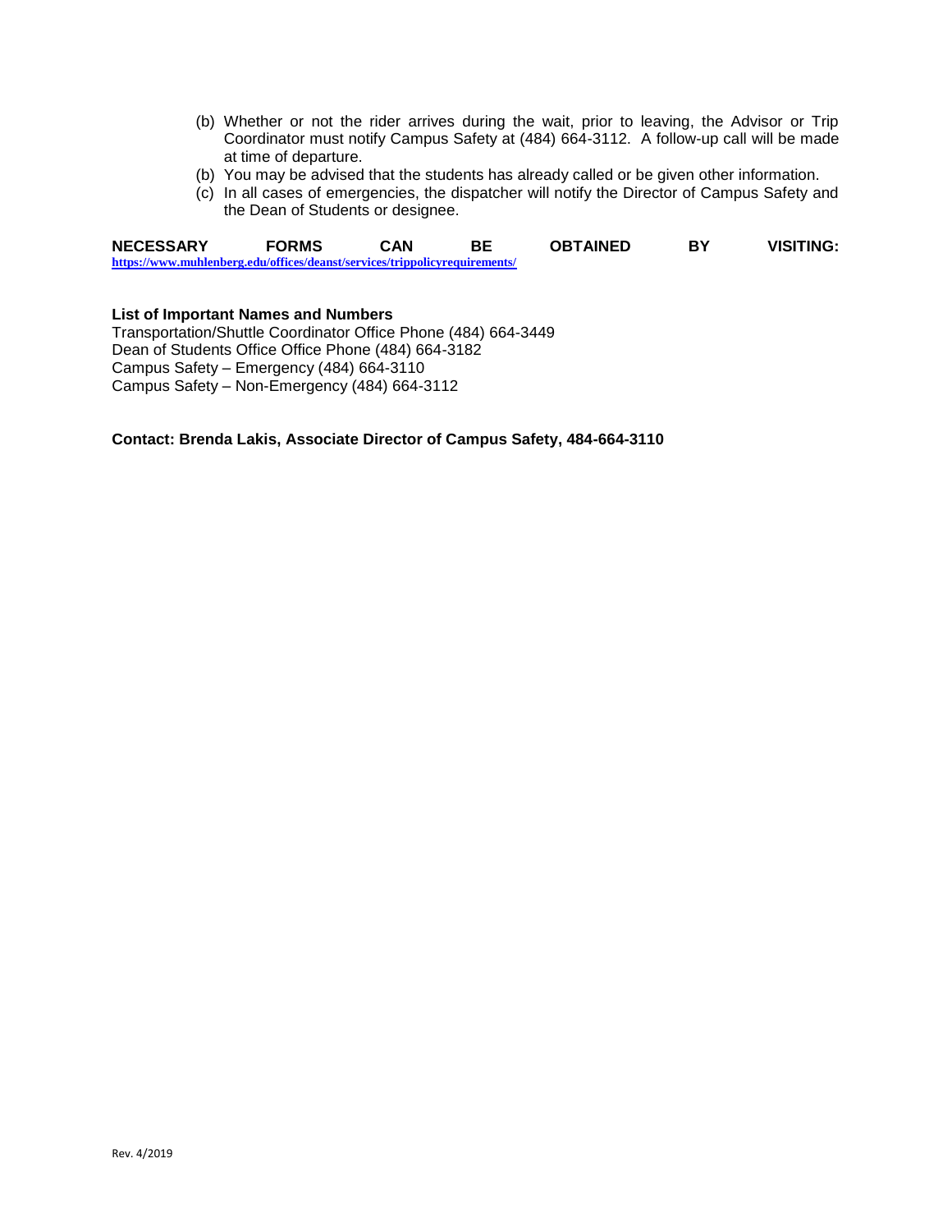(b) Whether or not the rider arrives during the wait, prior to leaving, the Advisor or Trip Coordinator must notify Campus Safety at (484) 664-3112. A follow-up call will be made at time of departure.

(b) You may be advised that the students has already called or be given other information.

(c) In all cases of emergencies, the dispatcher will notify the Director of Campus Safety and the Dean of Students or designee.

**NECESSARY FORMS CAN BE OBTAINED BY VISITING:** **https://www.muhlenberg.edu/offices/deanst/services/trippolicyrequirements/**

**List of Important Names and Numbers**

Transportation/Shuttle Coordinator Office Phone (484) 664-3449
Dean of Students Office Office Phone (484) 664-3182
Campus Safety – Emergency (484) 664-3110
Campus Safety – Non-Emergency (484) 664-3112

**Contact: Brenda Lakis, Associate Director of Campus Safety, 484-664-3110**

Rev. 4/2019